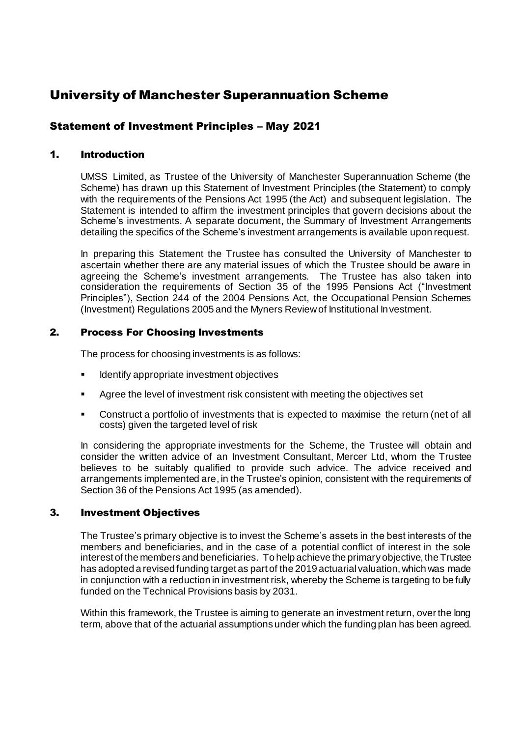# University of Manchester Superannuation Scheme

## Statement of Investment Principles – May 2021

### 1. Introduction

UMSS Limited, as Trustee of the University of Manchester Superannuation Scheme (the Scheme) has drawn up this Statement of Investment Principles (the Statement) to comply with the requirements of the Pensions Act 1995 (the Act) and subsequent legislation. The Statement is intended to affirm the investment principles that govern decisions about the Scheme's investments. A separate document, the Summary of Investment Arrangements detailing the specifics of the Scheme's investment arrangements is available upon request.

In preparing this Statement the Trustee has consulted the University of Manchester to ascertain whether there are any material issues of which the Trustee should be aware in agreeing the Scheme's investment arrangements. The Trustee has also taken into consideration the requirements of Section 35 of the 1995 Pensions Act ("Investment Principles"), Section 244 of the 2004 Pensions Act, the Occupational Pension Schemes (Investment) Regulations 2005 and the Myners Review of Institutional Investment.

### 2. Process For Choosing Investments

The process for choosing investments is as follows:

- Identify appropriate investment objectives
- Agree the level of investment risk consistent with meeting the objectives set
- Construct a portfolio of investments that is expected to maximise the return (net of all costs) given the targeted level of risk

In considering the appropriate investments for the Scheme, the Trustee will obtain and consider the written advice of an Investment Consultant, Mercer Ltd, whom the Trustee believes to be suitably qualified to provide such advice. The advice received and arrangements implemented are, in the Trustee's opinion, consistent with the requirements of Section 36 of the Pensions Act 1995 (as amended).

### 3. Investment Objectives

The Trustee's primary objective is to invest the Scheme's assets in the best interests of the members and beneficiaries, and in the case of a potential conflict of interest in the sole interest of the members and beneficiaries. To help achieve the primary objective, the Trustee has adopted a revised funding target as part of the 2019 actuarial valuation, which was made in conjunction with a reduction in investment risk, whereby the Scheme is targeting to be fully funded on the Technical Provisions basis by 2031.

Within this framework, the Trustee is aiming to generate an investment return, over the long term, above that of the actuarial assumptions under which the funding plan has been agreed.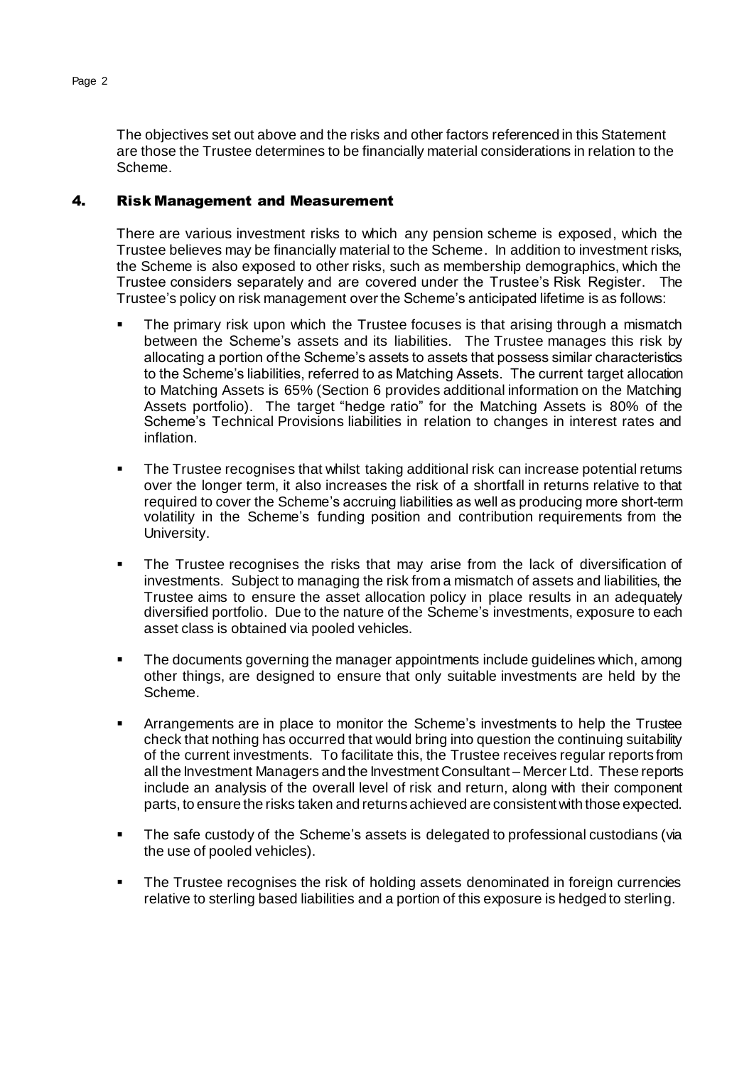The objectives set out above and the risks and other factors referenced in this Statement are those the Trustee determines to be financially material considerations in relation to the Scheme.

## 4. Risk Management and Measurement

There are various investment risks to which any pension scheme is exposed, which the Trustee believes may be financially material to the Scheme. In addition to investment risks, the Scheme is also exposed to other risks, such as membership demographics, which the Trustee considers separately and are covered under the Trustee's Risk Register. The Trustee's policy on risk management over the Scheme's anticipated lifetime is as follows:

- The primary risk upon which the Trustee focuses is that arising through a mismatch between the Scheme's assets and its liabilities. The Trustee manages this risk by allocating a portion of the Scheme's assets to assets that possess similar characteristics to the Scheme's liabilities, referred to as Matching Assets. The current target allocation to Matching Assets is 65% (Section 6 provides additional information on the Matching Assets portfolio). The target "hedge ratio" for the Matching Assets is 80% of the Scheme's Technical Provisions liabilities in relation to changes in interest rates and inflation.
- The Trustee recognises that whilst taking additional risk can increase potential returns over the longer term, it also increases the risk of a shortfall in returns relative to that required to cover the Scheme's accruing liabilities as well as producing more short-term volatility in the Scheme's funding position and contribution requirements from the University.
- The Trustee recognises the risks that may arise from the lack of diversification of investments. Subject to managing the risk from a mismatch of assets and liabilities, the Trustee aims to ensure the asset allocation policy in place results in an adequately diversified portfolio. Due to the nature of the Scheme's investments, exposure to each asset class is obtained via pooled vehicles.
- The documents governing the manager appointments include guidelines which, among other things, are designed to ensure that only suitable investments are held by the Scheme.
- Arrangements are in place to monitor the Scheme's investments to help the Trustee check that nothing has occurred that would bring into question the continuing suitability of the current investments. To facilitate this, the Trustee receives regular reports from all the Investment Managers and the Investment Consultant – Mercer Ltd. These reports include an analysis of the overall level of risk and return, along with their component parts, to ensure the risks taken and returns achieved are consistent with those expected.
- The safe custody of the Scheme's assets is delegated to professional custodians (via the use of pooled vehicles).
- The Trustee recognises the risk of holding assets denominated in foreign currencies relative to sterling based liabilities and a portion of this exposure is hedged to sterling.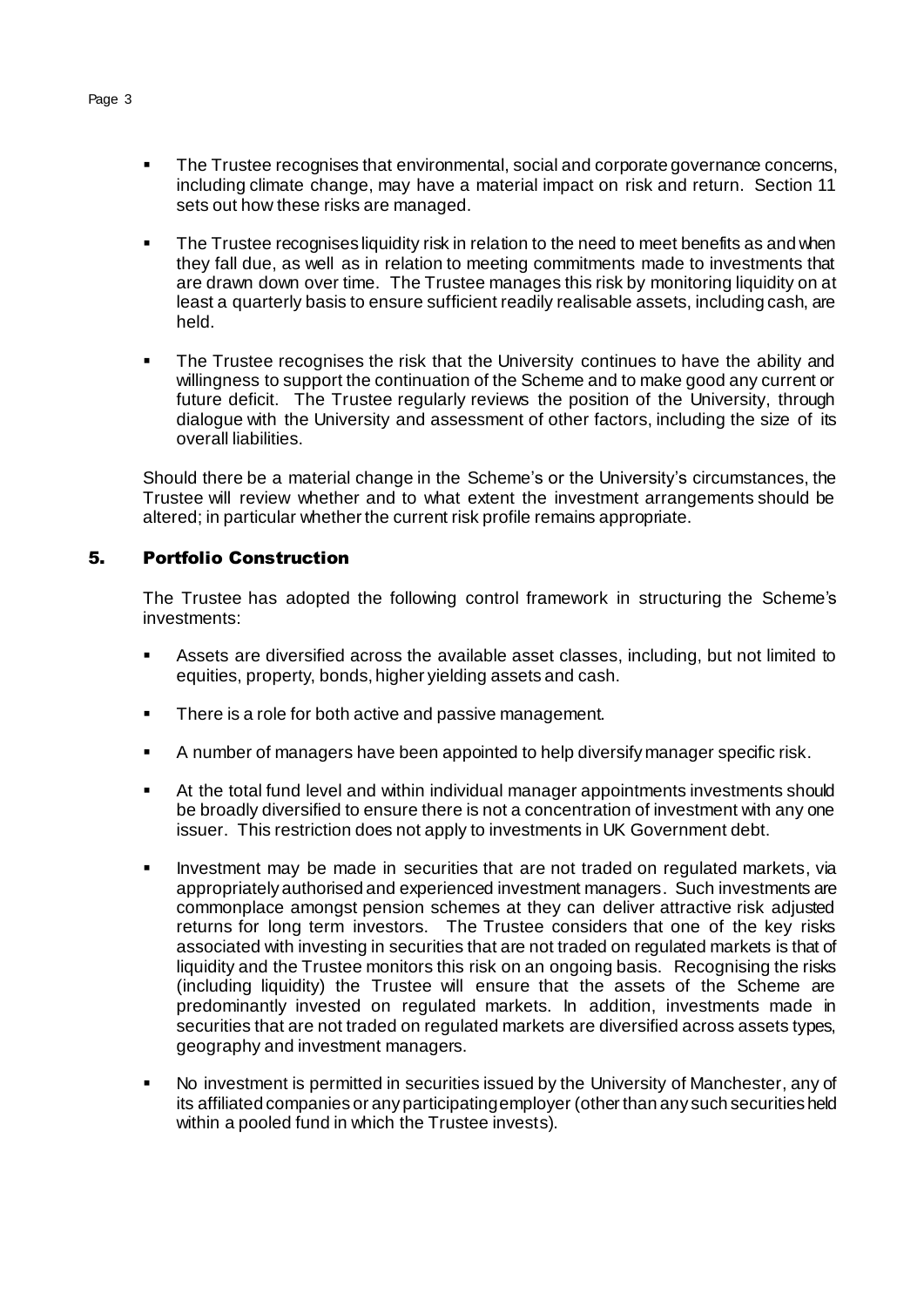- The Trustee recognises that environmental, social and corporate governance concerns, including climate change, may have a material impact on risk and return. Section 11 sets out how these risks are managed.

- The Trustee recognises liquidity risk in relation to the need to meet benefits as and when they fall due, as well as in relation to meeting commitments made to investments that are drawn down over time. The Trustee manages this risk by monitoring liquidity on at least a quarterly basis to ensure sufficient readily realisable assets, including cash, are held.

- The Trustee recognises the risk that the University continues to have the ability and willingness to support the continuation of the Scheme and to make good any current or future deficit. The Trustee regularly reviews the position of the University, through dialogue with the University and assessment of other factors, including the size of its overall liabilities.

Should there be a material change in the Scheme's or the University's circumstances, the Trustee will review whether and to what extent the investment arrangements should be altered; in particular whether the current risk profile remains appropriate.

## 5. Portfolio Construction

The Trustee has adopted the following control framework in structuring the Scheme's investments:

- Assets are diversified across the available asset classes, including, but not limited to equities, property, bonds, higher yielding assets and cash.

- There is a role for both active and passive management.

- A number of managers have been appointed to help diversify manager specific risk.

- At the total fund level and within individual manager appointments investments should be broadly diversified to ensure there is not a concentration of investment with any one issuer. This restriction does not apply to investments in UK Government debt.

- Investment may be made in securities that are not traded on regulated markets, via appropriately authorised and experienced investment managers. Such investments are commonplace amongst pension schemes at they can deliver attractive risk adjusted returns for long term investors. The Trustee considers that one of the key risks associated with investing in securities that are not traded on regulated markets is that of liquidity and the Trustee monitors this risk on an ongoing basis. Recognising the risks (including liquidity) the Trustee will ensure that the assets of the Scheme are predominantly invested on regulated markets. In addition, investments made in securities that are not traded on regulated markets are diversified across assets types, geography and investment managers.

- No investment is permitted in securities issued by the University of Manchester, any of its affiliated companies or any participating employer (other than any such securities held within a pooled fund in which the Trustee invests).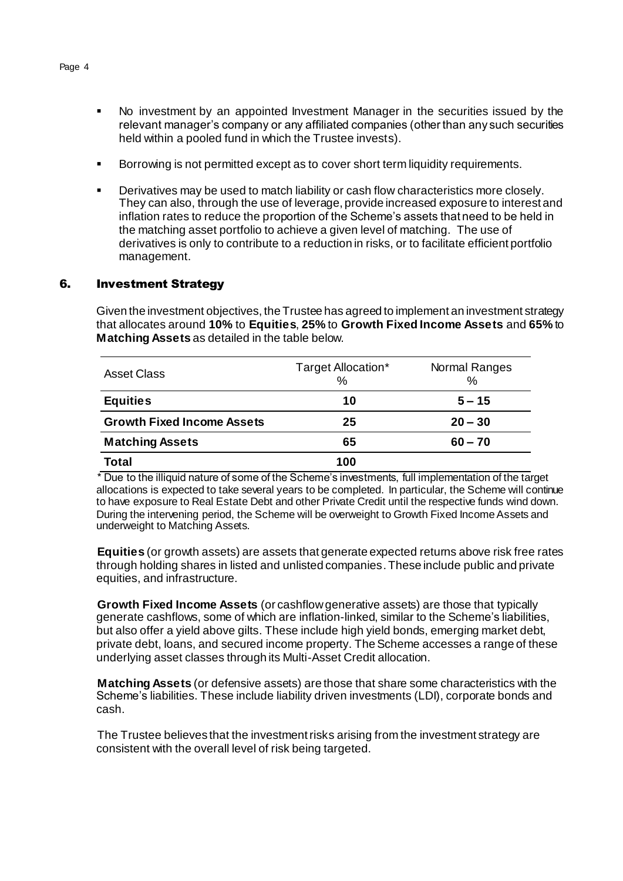- No investment by an appointed Investment Manager in the securities issued by the relevant manager's company or any affiliated companies (other than any such securities held within a pooled fund in which the Trustee invests).
- Borrowing is not permitted except as to cover short term liquidity requirements.
- Derivatives may be used to match liability or cash flow characteristics more closely. They can also, through the use of leverage, provide increased exposure to interest and inflation rates to reduce the proportion of the Scheme's assets that need to be held in the matching asset portfolio to achieve a given level of matching. The use of derivatives is only to contribute to a reduction in risks, or to facilitate efficient portfolio management.

## 6. Investment Strategy

Given the investment objectives, the Trustee has agreed to implement an investment strategy that allocates around **10%** to **Equities**, **25%** to **Growth Fixed Income Assets** and **65%** to **Matching Assets** as detailed in the table below.

| Asset Class | Target Allocation* % | Normal Ranges % |
|---|---|---|
| **Equities** | **10** | **5 – 15** |
| **Growth Fixed Income Assets** | **25** | **20 – 30** |
| **Matching Assets** | **65** | **60 – 70** |
| **Total** | **100** | |

\* Due to the illiquid nature of some of the Scheme's investments, full implementation of the target allocations is expected to take several years to be completed. In particular, the Scheme will continue to have exposure to Real Estate Debt and other Private Credit until the respective funds wind down. During the intervening period, the Scheme will be overweight to Growth Fixed Income Assets and underweight to Matching Assets.

**Equities** (or growth assets) are assets that generate expected returns above risk free rates through holding shares in listed and unlisted companies. These include public and private equities, and infrastructure.

**Growth Fixed Income Assets** (or cashflow generative assets) are those that typically generate cashflows, some of which are inflation-linked, similar to the Scheme's liabilities, but also offer a yield above gilts. These include high yield bonds, emerging market debt, private debt, loans, and secured income property. The Scheme accesses a range of these underlying asset classes through its Multi-Asset Credit allocation.

**Matching Assets** (or defensive assets) are those that share some characteristics with the Scheme's liabilities. These include liability driven investments (LDI), corporate bonds and cash.

The Trustee believes that the investment risks arising from the investment strategy are consistent with the overall level of risk being targeted.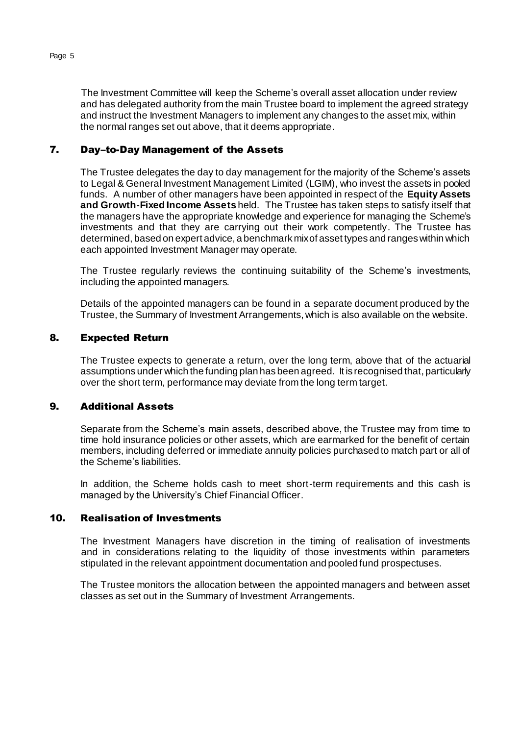The Investment Committee will keep the Scheme's overall asset allocation under review and has delegated authority from the main Trustee board to implement the agreed strategy and instruct the Investment Managers to implement any changes to the asset mix, within the normal ranges set out above, that it deems appropriate.

## 7. Day–to-Day Management of the Assets

The Trustee delegates the day to day management for the majority of the Scheme's assets to Legal & General Investment Management Limited (LGIM), who invest the assets in pooled funds. A number of other managers have been appointed in respect of the **Equity Assets and Growth-Fixed Income Assets** held. The Trustee has taken steps to satisfy itself that the managers have the appropriate knowledge and experience for managing the Scheme's investments and that they are carrying out their work competently. The Trustee has determined, based on expert advice, a benchmark mix of asset types and ranges within which each appointed Investment Manager may operate.

The Trustee regularly reviews the continuing suitability of the Scheme's investments, including the appointed managers.

Details of the appointed managers can be found in a separate document produced by the Trustee, the Summary of Investment Arrangements, which is also available on the website.

## 8. Expected Return

The Trustee expects to generate a return, over the long term, above that of the actuarial assumptions under which the funding plan has been agreed. It is recognised that, particularly over the short term, performance may deviate from the long term target.

## 9. Additional Assets

Separate from the Scheme's main assets, described above, the Trustee may from time to time hold insurance policies or other assets, which are earmarked for the benefit of certain members, including deferred or immediate annuity policies purchased to match part or all of the Scheme's liabilities.

In addition, the Scheme holds cash to meet short-term requirements and this cash is managed by the University's Chief Financial Officer.

## 10. Realisation of Investments

The Investment Managers have discretion in the timing of realisation of investments and in considerations relating to the liquidity of those investments within parameters stipulated in the relevant appointment documentation and pooled fund prospectuses.

The Trustee monitors the allocation between the appointed managers and between asset classes as set out in the Summary of Investment Arrangements.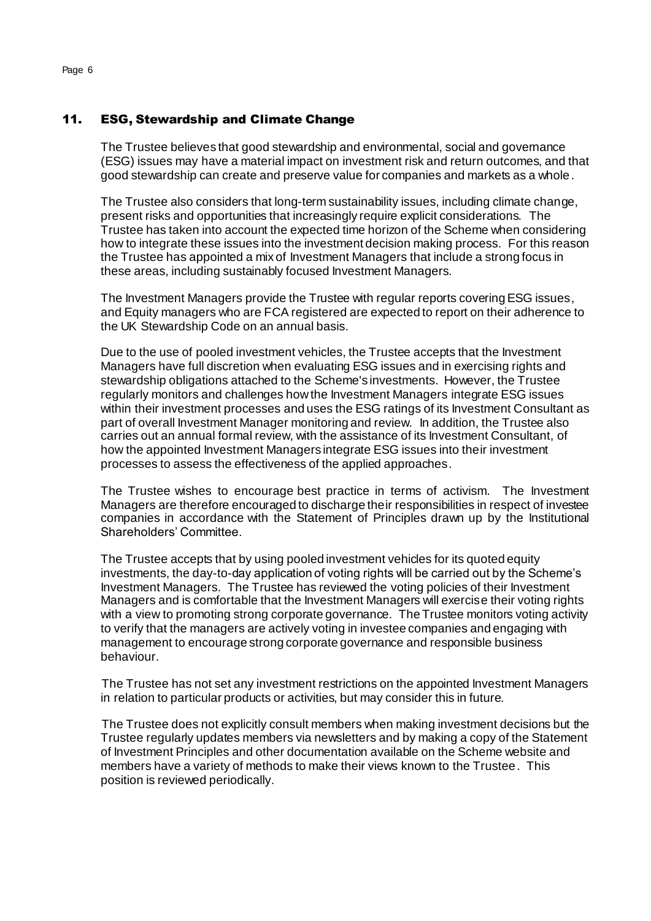## 11. ESG, Stewardship and Climate Change

The Trustee believes that good stewardship and environmental, social and governance (ESG) issues may have a material impact on investment risk and return outcomes, and that good stewardship can create and preserve value for companies and markets as a whole.

The Trustee also considers that long-term sustainability issues, including climate change, present risks and opportunities that increasingly require explicit considerations. The Trustee has taken into account the expected time horizon of the Scheme when considering how to integrate these issues into the investment decision making process. For this reason the Trustee has appointed a mix of Investment Managers that include a strong focus in these areas, including sustainably focused Investment Managers.

The Investment Managers provide the Trustee with regular reports covering ESG issues, and Equity managers who are FCA registered are expected to report on their adherence to the UK Stewardship Code on an annual basis.

Due to the use of pooled investment vehicles, the Trustee accepts that the Investment Managers have full discretion when evaluating ESG issues and in exercising rights and stewardship obligations attached to the Scheme's investments. However, the Trustee regularly monitors and challenges how the Investment Managers integrate ESG issues within their investment processes and uses the ESG ratings of its Investment Consultant as part of overall Investment Manager monitoring and review. In addition, the Trustee also carries out an annual formal review, with the assistance of its Investment Consultant, of how the appointed Investment Managers integrate ESG issues into their investment processes to assess the effectiveness of the applied approaches.

The Trustee wishes to encourage best practice in terms of activism. The Investment Managers are therefore encouraged to discharge their responsibilities in respect of investee companies in accordance with the Statement of Principles drawn up by the Institutional Shareholders' Committee.

The Trustee accepts that by using pooled investment vehicles for its quoted equity investments, the day-to-day application of voting rights will be carried out by the Scheme's Investment Managers. The Trustee has reviewed the voting policies of their Investment Managers and is comfortable that the Investment Managers will exercise their voting rights with a view to promoting strong corporate governance. The Trustee monitors voting activity to verify that the managers are actively voting in investee companies and engaging with management to encourage strong corporate governance and responsible business behaviour.

The Trustee has not set any investment restrictions on the appointed Investment Managers in relation to particular products or activities, but may consider this in future.

The Trustee does not explicitly consult members when making investment decisions but the Trustee regularly updates members via newsletters and by making a copy of the Statement of Investment Principles and other documentation available on the Scheme website and members have a variety of methods to make their views known to the Trustee. This position is reviewed periodically.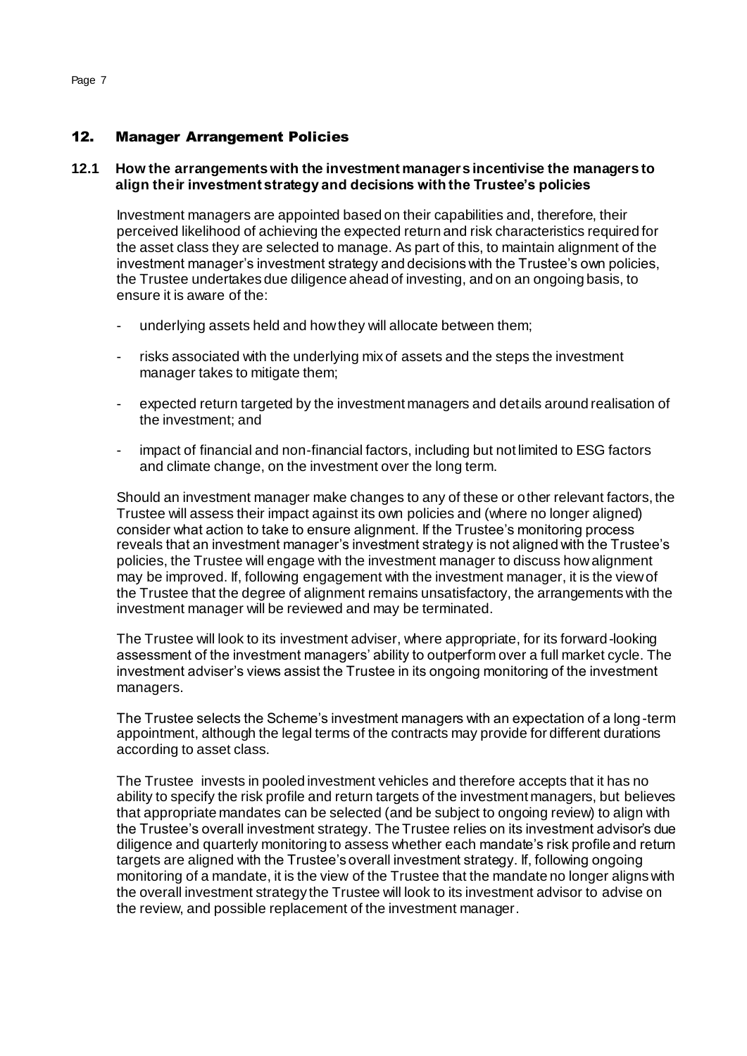## 12. Manager Arrangement Policies

### 12.1 How the arrangements with the investment managers incentivise the managers to align their investment strategy and decisions with the Trustee's policies

Investment managers are appointed based on their capabilities and, therefore, their perceived likelihood of achieving the expected return and risk characteristics required for the asset class they are selected to manage. As part of this, to maintain alignment of the investment manager's investment strategy and decisions with the Trustee's own policies, the Trustee undertakes due diligence ahead of investing, and on an ongoing basis, to ensure it is aware of the:

- underlying assets held and how they will allocate between them;
- risks associated with the underlying mix of assets and the steps the investment manager takes to mitigate them;
- expected return targeted by the investment managers and details around realisation of the investment; and
- impact of financial and non-financial factors, including but not limited to ESG factors and climate change, on the investment over the long term.

Should an investment manager make changes to any of these or other relevant factors, the Trustee will assess their impact against its own policies and (where no longer aligned) consider what action to take to ensure alignment. If the Trustee's monitoring process reveals that an investment manager's investment strategy is not aligned with the Trustee's policies, the Trustee will engage with the investment manager to discuss how alignment may be improved. If, following engagement with the investment manager, it is the view of the Trustee that the degree of alignment remains unsatisfactory, the arrangements with the investment manager will be reviewed and may be terminated.

The Trustee will look to its investment adviser, where appropriate, for its forward-looking assessment of the investment managers' ability to outperform over a full market cycle. The investment adviser's views assist the Trustee in its ongoing monitoring of the investment managers.

The Trustee selects the Scheme's investment managers with an expectation of a long-term appointment, although the legal terms of the contracts may provide for different durations according to asset class.

The Trustee invests in pooled investment vehicles and therefore accepts that it has no ability to specify the risk profile and return targets of the investment managers, but believes that appropriate mandates can be selected (and be subject to ongoing review) to align with the Trustee's overall investment strategy. The Trustee relies on its investment advisor's due diligence and quarterly monitoring to assess whether each mandate's risk profile and return targets are aligned with the Trustee's overall investment strategy. If, following ongoing monitoring of a mandate, it is the view of the Trustee that the mandate no longer aligns with the overall investment strategy the Trustee will look to its investment advisor to advise on the review, and possible replacement of the investment manager.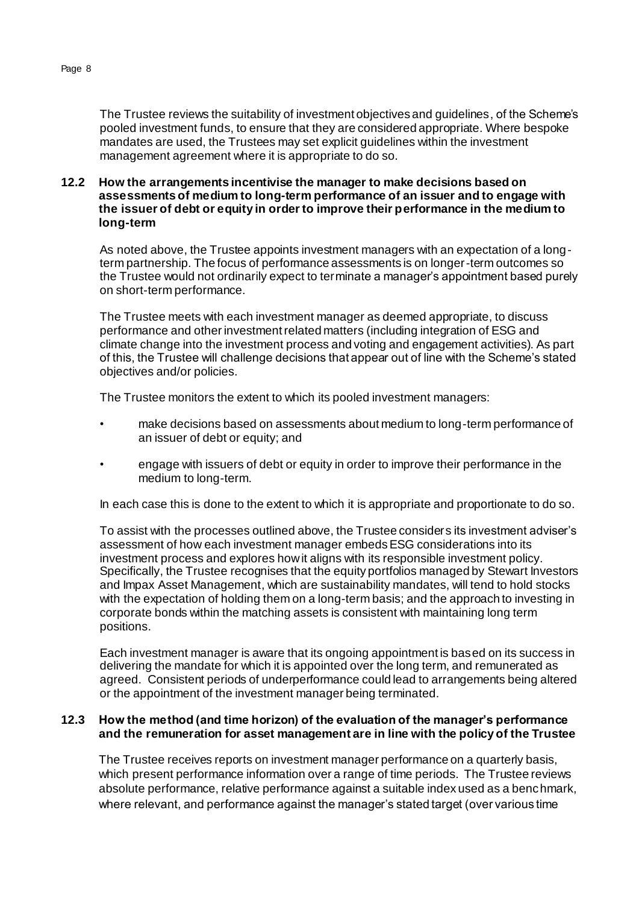The Trustee reviews the suitability of investment objectives and guidelines, of the Scheme's pooled investment funds, to ensure that they are considered appropriate. Where bespoke mandates are used, the Trustees may set explicit guidelines within the investment management agreement where it is appropriate to do so.

### 12.2 How the arrangements incentivise the manager to make decisions based on assessments of medium to long-term performance of an issuer and to engage with the issuer of debt or equity in order to improve their performance in the medium to long-term

As noted above, the Trustee appoints investment managers with an expectation of a long-term partnership. The focus of performance assessments is on longer-term outcomes so the Trustee would not ordinarily expect to terminate a manager's appointment based purely on short-term performance.

The Trustee meets with each investment manager as deemed appropriate, to discuss performance and other investment related matters (including integration of ESG and climate change into the investment process and voting and engagement activities). As part of this, the Trustee will challenge decisions that appear out of line with the Scheme's stated objectives and/or policies.

The Trustee monitors the extent to which its pooled investment managers:

- make decisions based on assessments about medium to long-term performance of an issuer of debt or equity; and
- engage with issuers of debt or equity in order to improve their performance in the medium to long-term.

In each case this is done to the extent to which it is appropriate and proportionate to do so.

To assist with the processes outlined above, the Trustee considers its investment adviser's assessment of how each investment manager embeds ESG considerations into its investment process and explores how it aligns with its responsible investment policy. Specifically, the Trustee recognises that the equity portfolios managed by Stewart Investors and Impax Asset Management, which are sustainability mandates, will tend to hold stocks with the expectation of holding them on a long-term basis; and the approach to investing in corporate bonds within the matching assets is consistent with maintaining long term positions.

Each investment manager is aware that its ongoing appointment is based on its success in delivering the mandate for which it is appointed over the long term, and remunerated as agreed. Consistent periods of underperformance could lead to arrangements being altered or the appointment of the investment manager being terminated.

### 12.3 How the method (and time horizon) of the evaluation of the manager's performance and the remuneration for asset management are in line with the policy of the Trustee

The Trustee receives reports on investment manager performance on a quarterly basis, which present performance information over a range of time periods. The Trustee reviews absolute performance, relative performance against a suitable index used as a benchmark, where relevant, and performance against the manager's stated target (over various time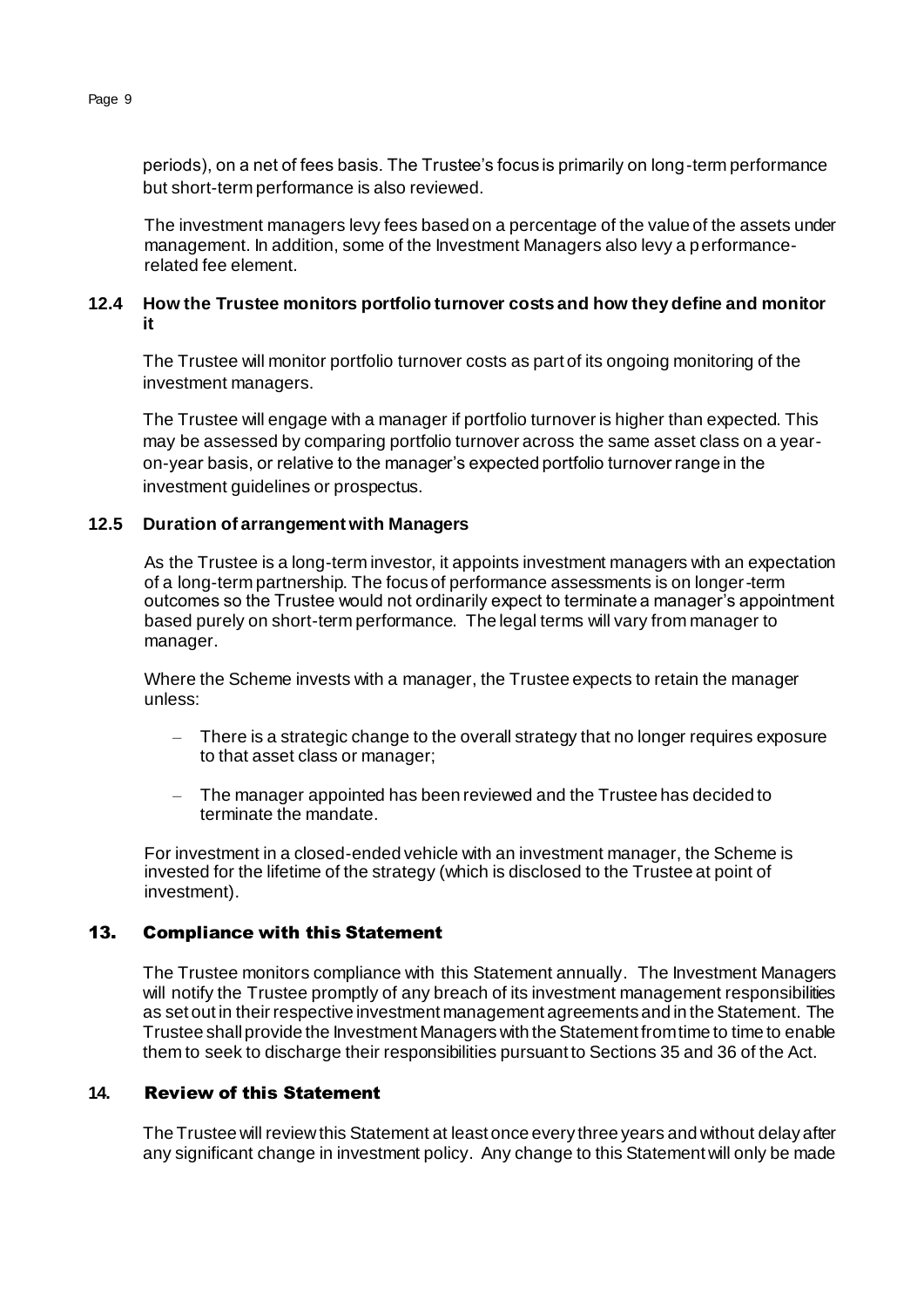periods), on a net of fees basis. The Trustee's focus is primarily on long-term performance but short-term performance is also reviewed.

The investment managers levy fees based on a percentage of the value of the assets under management. In addition, some of the Investment Managers also levy a performance-related fee element.

### 12.4 How the Trustee monitors portfolio turnover costs and how they define and monitor it

The Trustee will monitor portfolio turnover costs as part of its ongoing monitoring of the investment managers.

The Trustee will engage with a manager if portfolio turnover is higher than expected. This may be assessed by comparing portfolio turnover across the same asset class on a year-on-year basis, or relative to the manager's expected portfolio turnover range in the investment guidelines or prospectus.

### 12.5 Duration of arrangement with Managers

As the Trustee is a long-term investor, it appoints investment managers with an expectation of a long-term partnership. The focus of performance assessments is on longer-term outcomes so the Trustee would not ordinarily expect to terminate a manager's appointment based purely on short-term performance. The legal terms will vary from manager to manager.

Where the Scheme invests with a manager, the Trustee expects to retain the manager unless:

- There is a strategic change to the overall strategy that no longer requires exposure to that asset class or manager;
- The manager appointed has been reviewed and the Trustee has decided to terminate the mandate.

For investment in a closed-ended vehicle with an investment manager, the Scheme is invested for the lifetime of the strategy (which is disclosed to the Trustee at point of investment).

## 13. Compliance with this Statement

The Trustee monitors compliance with this Statement annually. The Investment Managers will notify the Trustee promptly of any breach of its investment management responsibilities as set out in their respective investment management agreements and in the Statement. The Trustee shall provide the Investment Managers with the Statement from time to time to enable them to seek to discharge their responsibilities pursuant to Sections 35 and 36 of the Act.

## 14. Review of this Statement

The Trustee will review this Statement at least once every three years and without delay after any significant change in investment policy. Any change to this Statement will only be made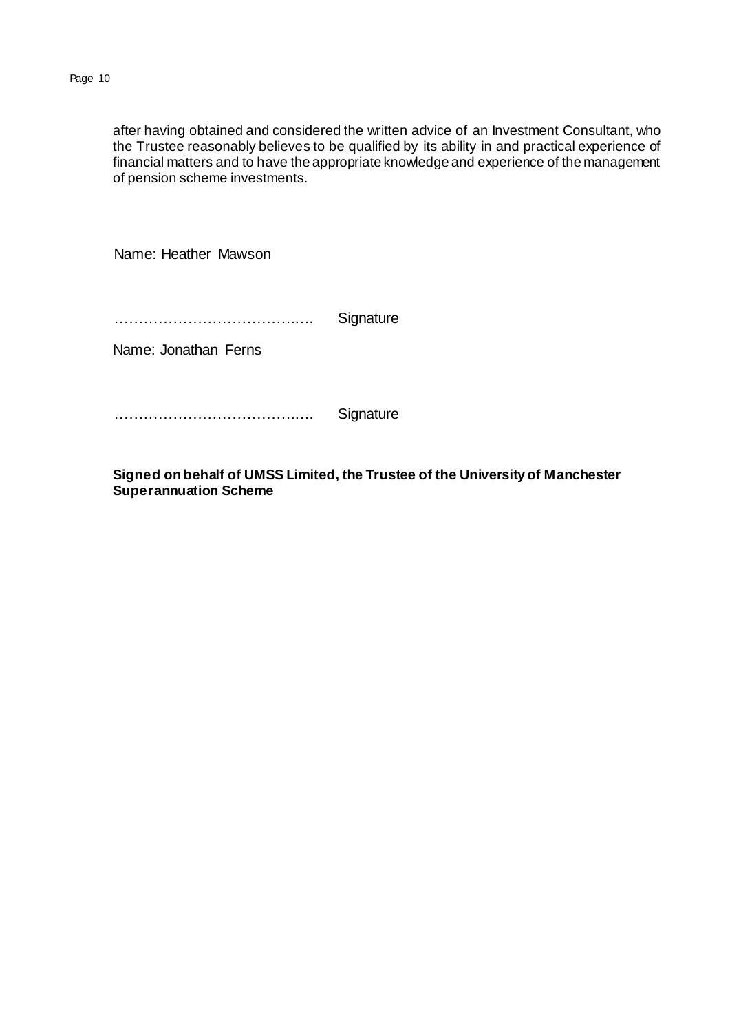after having obtained and considered the written advice of an Investment Consultant, who the Trustee reasonably believes to be qualified by its ability in and practical experience of financial matters and to have the appropriate knowledge and experience of the management of pension scheme investments.

Name: Heather Mawson

…………………………….…. Signature

Name: Jonathan Ferns

…………………………….…. Signature

**Signed on behalf of UMSS Limited, the Trustee of the University of Manchester Superannuation Scheme**